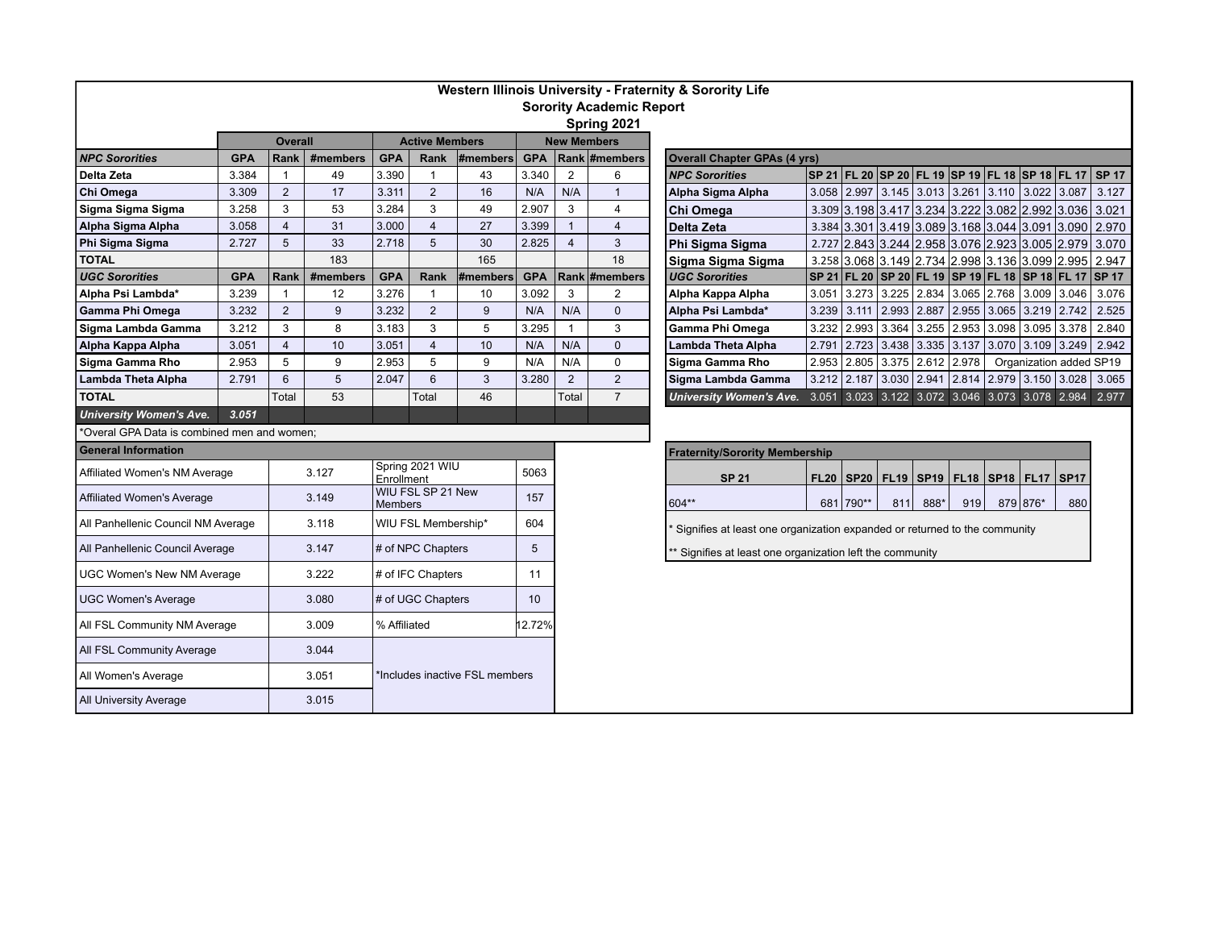# Western Illinois University - Fraternity & Sorority Life

## Sorority Academic Report

### Spring 2021

| | Overall | | | Active Members | | | New Members | | |
|---|---|---|---|---|---|---|---|---|---|
| ***NPC Sororities*** | **GPA** | **Rank** | **#members** | **GPA** | **Rank** | **#members** | **GPA** | **Rank** | **#members** |
| **Delta Zeta** | 3.384 | 1 | 49 | 3.390 | 1 | 43 | 3.340 | 2 | 6 |
| **Chi Omega** | 3.309 | 2 | 17 | 3.311 | 2 | 16 | N/A | N/A | 1 |
| **Sigma Sigma Sigma** | 3.258 | 3 | 53 | 3.284 | 3 | 49 | 2.907 | 3 | 4 |
| **Alpha Sigma Alpha** | 3.058 | 4 | 31 | 3.000 | 4 | 27 | 3.399 | 1 | 4 |
| **Phi Sigma Sigma** | 2.727 | 5 | 33 | 2.718 | 5 | 30 | 2.825 | 4 | 3 |
| **TOTAL** | | | 183 | | | 165 | | | 18 |
| ***UGC Sororities*** | **GPA** | **Rank** | **#members** | **GPA** | **Rank** | **#members** | **GPA** | **Rank** | **#members** |
| **Alpha Psi Lambda*** | 3.239 | 1 | 12 | 3.276 | 1 | 10 | 3.092 | 3 | 2 |
| **Gamma Phi Omega** | 3.232 | 2 | 9 | 3.232 | 2 | 9 | N/A | N/A | 0 |
| **Sigma Lambda Gamma** | 3.212 | 3 | 8 | 3.183 | 3 | 5 | 3.295 | 1 | 3 |
| **Alpha Kappa Alpha** | 3.051 | 4 | 10 | 3.051 | 4 | 10 | N/A | N/A | 0 |
| **Sigma Gamma Rho** | 2.953 | 5 | 9 | 2.953 | 5 | 9 | N/A | N/A | 0 |
| **Lambda Theta Alpha** | 2.791 | 6 | 5 | 2.047 | 6 | 3 | 3.280 | 2 | 2 |
| **TOTAL** | | Total | 53 | | Total | 46 | | Total | 7 |
| ***University Women's Ave.*** | ***3.051*** | | | | | | | | |

*Overal GPA Data is combined men and women;

| General Information | | | |
|---|---|---|---|
| Affiliated Women's NM Average | 3.127 | Spring 2021 WIU Enrollment | 5063 |
| Affiliated Women's Average | 3.149 | WIU FSL SP 21 New Members | 157 |
| All Panhellenic Council NM Average | 3.118 | WIU FSL Membership* | 604 |
| All Panhellenic Council Average | 3.147 | # of NPC Chapters | 5 |
| UGC Women's New NM Average | 3.222 | # of IFC Chapters | 11 |
| UGC Women's Average | 3.080 | # of UGC Chapters | 10 |
| All FSL Community NM Average | 3.009 | % Affiliated | 12.72% |
| All FSL Community Average | 3.044 | *Includes inactive FSL members | |
| All Women's Average | 3.051 | | |
| All University Average | 3.015 | | |

| Overall Chapter GPAs (4 yrs) | | | | | | | | | |
|---|---|---|---|---|---|---|---|---|---|
| ***NPC Sororities*** | **SP 21** | **FL 20** | **SP 20** | **FL 19** | **SP 19** | **FL 18** | **SP 18** | **FL 17** | **SP 17** |
| **Alpha Sigma Alpha** | 3.058 | 2.997 | 3.145 | 3.013 | 3.261 | 3.110 | 3.022 | 3.087 | 3.127 |
| **Chi Omega** | 3.309 | 3.198 | 3.417 | 3.234 | 3.222 | 3.082 | 2.992 | 3.036 | 3.021 |
| **Delta Zeta** | 3.384 | 3.301 | 3.419 | 3.089 | 3.168 | 3.044 | 3.091 | 3.090 | 2.970 |
| **Phi Sigma Sigma** | 2.727 | 2.843 | 3.244 | 2.958 | 3.076 | 2.923 | 3.005 | 2.979 | 3.070 |
| **Sigma Sigma Sigma** | 3.258 | 3.068 | 3.149 | 2.734 | 2.998 | 3.136 | 3.099 | 2.995 | 2.947 |
| ***UGC Sororities*** | **SP 21** | **FL 20** | **SP 20** | **FL 19** | **SP 19** | **FL 18** | **SP 18** | **FL 17** | **SP 17** |
| **Alpha Kappa Alpha** | 3.051 | 3.273 | 3.225 | 2.834 | 3.065 | 2.768 | 3.009 | 3.046 | 3.076 |
| **Alpha Psi Lambda*** | 3.239 | 3.111 | 2.993 | 2.887 | 2.955 | 3.065 | 3.219 | 2.742 | 2.525 |
| **Gamma Phi Omega** | 3.232 | 2.993 | 3.364 | 3.255 | 2.953 | 3.098 | 3.095 | 3.378 | 2.840 |
| **Lambda Theta Alpha** | 2.791 | 2.723 | 3.438 | 3.335 | 3.137 | 3.070 | 3.109 | 3.249 | 2.942 |
| **Sigma Gamma Rho** | 2.953 | 2.805 | 3.375 | 2.612 | 2.978 | Organization added SP19 | | | |
| **Sigma Lambda Gamma** | 3.212 | 2.187 | 3.030 | 2.941 | 2.814 | 2.979 | 3.150 | 3.028 | 3.065 |
| ***University Women's Ave.*** | 3.051 | 3.023 | 3.122 | 3.072 | 3.046 | 3.073 | 3.078 | 2.984 | 2.977 |

| Fraternity/Sorority Membership | | | | | | | | |
|---|---|---|---|---|---|---|---|---|
| **SP 21** | **FL20** | **SP20** | **FL19** | **SP19** | **FL18** | **SP18** | **FL17** | **SP17** |
| 604** | 681 | 790** | 811 | 888* | 919 | 879 | 876* | 880 |

\* Signifies at least one organization expanded or returned to the community

** Signifies at least one organization left the community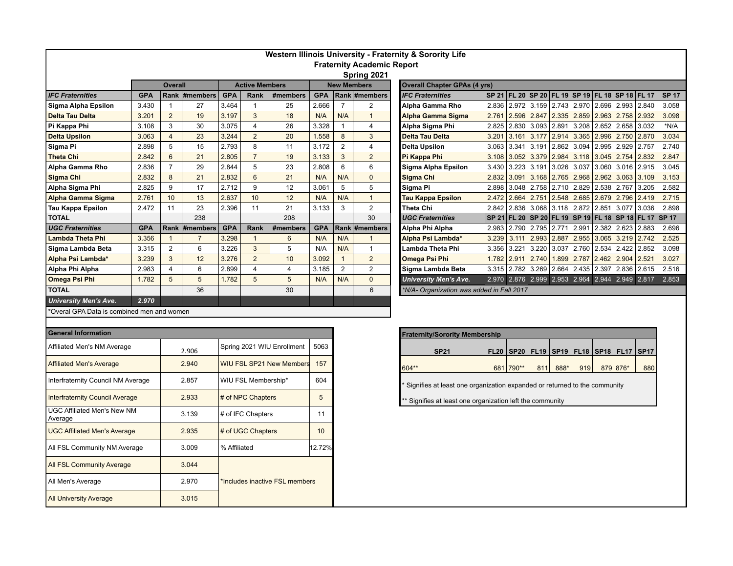# Western Illinois University - Fraternity & Sorority Life

## Fraternity Academic Report

### Spring 2021

| | Overall | | | Active Members | | | New Members | | |
|---|---|---|---|---|---|---|---|---|---|
| ***IFC Fraternities*** | **GPA** | **Rank** | **#members** | **GPA** | **Rank** | **#members** | **GPA** | **Rank** | **#members** |
| **Sigma Alpha Epsilon** | 3.430 | 1 | 27 | 3.464 | 1 | 25 | 2.666 | 7 | 2 |
| **Delta Tau Delta** | 3.201 | 2 | 19 | 3.197 | 3 | 18 | N/A | N/A | 1 |
| **Pi Kappa Phi** | 3.108 | 3 | 30 | 3.075 | 4 | 26 | 3.328 | 1 | 4 |
| **Delta Upsilon** | 3.063 | 4 | 23 | 3.244 | 2 | 20 | 1.558 | 8 | 3 |
| **Sigma Pi** | 2.898 | 5 | 15 | 2.793 | 8 | 11 | 3.172 | 2 | 4 |
| **Theta Chi** | 2.842 | 6 | 21 | 2.805 | 7 | 19 | 3.133 | 3 | 2 |
| **Alpha Gamma Rho** | 2.836 | 7 | 29 | 2.844 | 5 | 23 | 2.808 | 6 | 6 |
| **Sigma Chi** | 2.832 | 8 | 21 | 2.832 | 6 | 21 | N/A | N/A | 0 |
| **Alpha Sigma Phi** | 2.825 | 9 | 17 | 2.712 | 9 | 12 | 3.061 | 5 | 5 |
| **Alpha Gamma Sigma** | 2.761 | 10 | 13 | 2.637 | 10 | 12 | N/A | N/A | 1 |
| **Tau Kappa Epsilon** | 2.472 | 11 | 23 | 2.396 | 11 | 21 | 3.133 | 3 | 2 |
| **TOTAL** | | | 238 | | | 208 | | | 30 |
| ***UGC Fraternities*** | **GPA** | **Rank** | **#members** | **GPA** | **Rank** | **#members** | **GPA** | **Rank** | **#members** |
| **Lambda Theta Phi** | 3.356 | 1 | 7 | 3.298 | 1 | 6 | N/A | N/A | 1 |
| **Sigma Lambda Beta** | 3.315 | 2 | 6 | 3.226 | 3 | 5 | N/A | N/A | 1 |
| **Alpha Psi Lambda*** | 3.239 | 3 | 12 | 3.276 | 2 | 10 | 3.092 | 1 | 2 |
| **Alpha Phi Alpha** | 2.983 | 4 | 6 | 2.899 | 4 | 4 | 3.185 | 2 | 2 |
| **Omega Psi Phi** | 1.782 | 5 | 5 | 1.782 | 5 | 5 | N/A | N/A | 0 |
| **TOTAL** | | | 36 | | | 30 | | | 6 |
| ***University Men's Ave.*** | ***2.970*** | | | | | | | | |

*Overal GPA Data is combined men and women

| Overall Chapter GPAs (4 yrs) | | | | | | | | | |
|---|---|---|---|---|---|---|---|---|---|
| ***IFC Fraternities*** | **SP 21** | **FL 20** | **SP 20** | **FL 19** | **SP 19** | **FL 18** | **SP 18** | **FL 17** | **SP 17** |
| **Alpha Gamma Rho** | 2.836 | 2.972 | 3.159 | 2.743 | 2.970 | 2.696 | 2.993 | 2.840 | 3.058 |
| **Alpha Gamma Sigma** | 2.761 | 2.596 | 2.847 | 2.335 | 2.859 | 2.963 | 2.758 | 2.932 | 3.098 |
| **Alpha Sigma Phi** | 2.825 | 2.830 | 3.093 | 2.891 | 3.208 | 2.652 | 2.658 | 3.032 | *N/A |
| **Delta Tau Delta** | 3.201 | 3.161 | 3.177 | 2.914 | 3.365 | 2.996 | 2.750 | 2.870 | 3.034 |
| **Delta Upsilon** | 3.063 | 3.341 | 3.191 | 2.862 | 3.094 | 2.995 | 2.929 | 2.757 | 2.740 |
| **Pi Kappa Phi** | 3.108 | 3.052 | 3.379 | 2.984 | 3.118 | 3.045 | 2.754 | 2.832 | 2.847 |
| **Sigma Alpha Epsilon** | 3.430 | 3.223 | 3.191 | 3.026 | 3.037 | 3.060 | 3.016 | 2.915 | 3.045 |
| **Sigma Chi** | 2.832 | 3.091 | 3.168 | 2.765 | 2.968 | 2.962 | 3.063 | 3.109 | 3.153 |
| **Sigma Pi** | 2.898 | 3.048 | 2.758 | 2.710 | 2.829 | 2.538 | 2.767 | 3.205 | 2.582 |
| **Tau Kappa Epsilon** | 2.472 | 2.664 | 2.751 | 2.548 | 2.685 | 2.679 | 2.796 | 2.419 | 2.715 |
| **Theta Chi** | 2.842 | 2.836 | 3.068 | 3.118 | 2.872 | 2.851 | 3.077 | 3.036 | 2.898 |
| ***UGC Fraternities*** | **SP 21** | **FL 20** | **SP 20** | **FL 19** | **SP 19** | **FL 18** | **SP 18** | **FL 17** | **SP 17** |
| **Alpha Phi Alpha** | 2.983 | 2.790 | 2.795 | 2.771 | 2.991 | 2.382 | 2.623 | 2.883 | 2.696 |
| **Alpha Psi Lambda*** | 3.239 | 3.111 | 2.993 | 2.887 | 2.955 | 3.065 | 3.219 | 2.742 | 2.525 |
| **Lambda Theta Phi** | 3.356 | 3.221 | 3.220 | 3.037 | 2.760 | 2.534 | 2.422 | 2.852 | 3.098 |
| **Omega Psi Phi** | 1.782 | 2.911 | 2.740 | 1.899 | 2.787 | 2.462 | 2.904 | 2.521 | 3.027 |
| **Sigma Lambda Beta** | 3.315 | 2.782 | 3.269 | 2.664 | 2.435 | 2.397 | 2.836 | 2.615 | 2.516 |
| ***University Men's Ave.*** | 2.970 | 2.876 | 2.999 | 2.953 | 2.964 | 2.944 | 2.949 | 2.817 | 2.853 |

*N/A- Organization was added in Fall 2017

| General Information | | | |
|---|---|---|---|
| Affiliated Men's NM Average | 2.906 | Spring 2021 WIU Enrollment | 5063 |
| Affiliated Men's Average | 2.940 | WIU FSL SP21 New Members | 157 |
| Interfraternity Council NM Average | 2.857 | WIU FSL Membership* | 604 |
| Interfraternity Council Average | 2.933 | # of NPC Chapters | 5 |
| UGC Affiliated Men's New NM Average | 3.139 | # of IFC Chapters | 11 |
| UGC Affiliated Men's Average | 2.935 | # of UGC Chapters | 10 |
| All FSL Community NM Average | 3.009 | % Affiliated | 12.72% |
| All FSL Community Average | 3.044 | | |
| All Men's Average | 2.970 | *Includes inactive FSL members | |
| All University Average | 3.015 | | |

| Fraternity/Sorority Membership | | | | | | | | |
|---|---|---|---|---|---|---|---|---|
| **SP21** | **FL20** | **SP20** | **FL19** | **SP19** | **FL18** | **SP18** | **FL17** | **SP17** |
| 604** | 681 | 790** | 811 | 888* | 919 | 879 | 876* | 880 |

\* Signifies at least one organization expanded or returned to the community

** Signifies at least one organization left the community